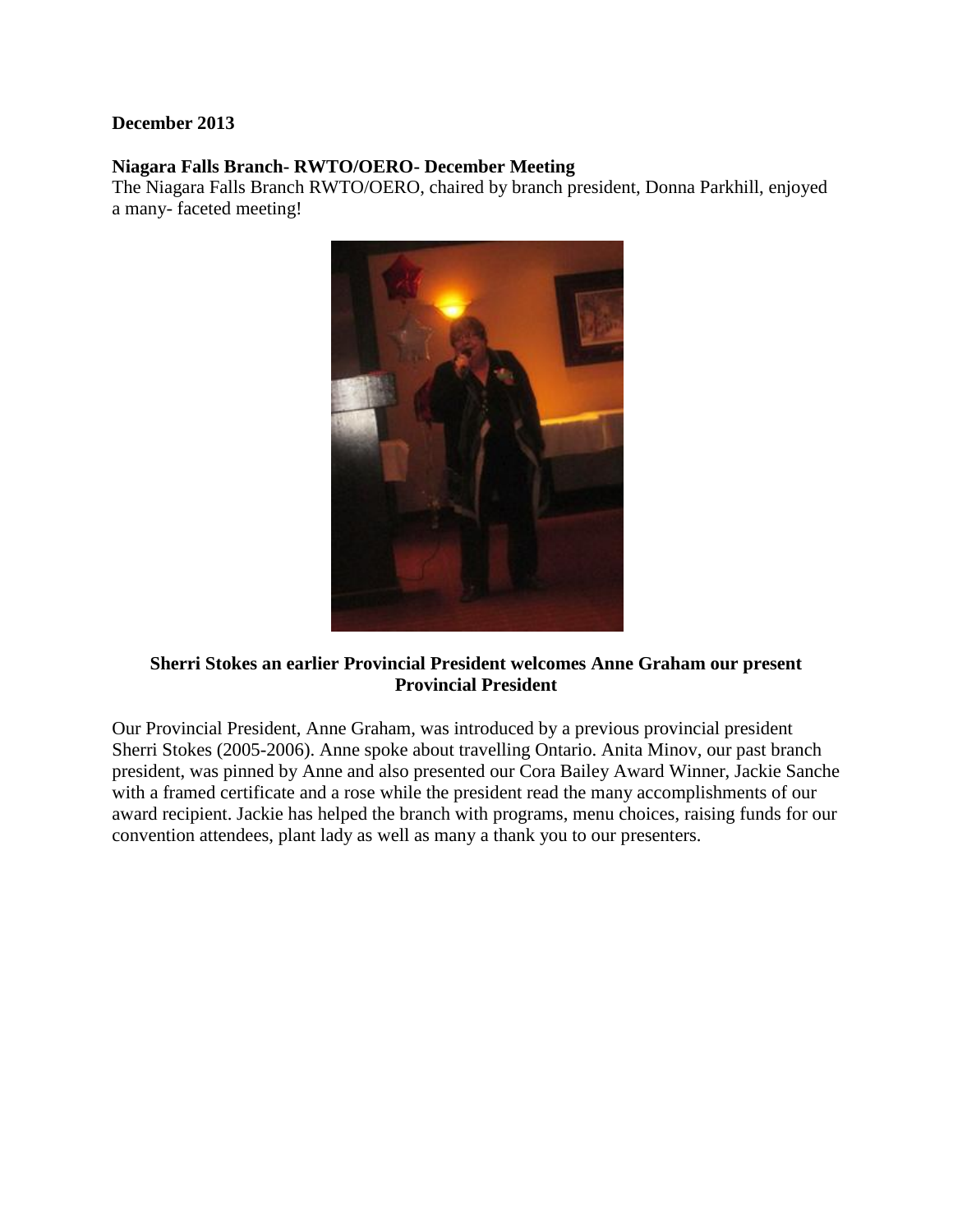**December 2013**

**Niagara Falls Branch- RWTO/OERO- December Meeting**

The Niagara Falls Branch RWTO/OERO, chaired by branch president, Donna Parkhill, enjoyed a many- faceted meeting!

**Sherri Stokes an earlier Provincial President welcomes Anne Graham our present Provincial President**

Our Provincial President, Anne Graham, was introduced by a previous provincial president Sherri Stokes (2005-2006). Anne spoke about travelling Ontario. Anita Minov, our past branch president, was pinned by Anne and also presented our Cora Bailey Award Winner, Jackie Sanche with a framed certificate and a rose while the president read the many accomplishments of our award recipient. Jackie has helped the branch with programs, menu choices, raising funds for our convention attendees, plant lady as well as many a thank you to our presenters.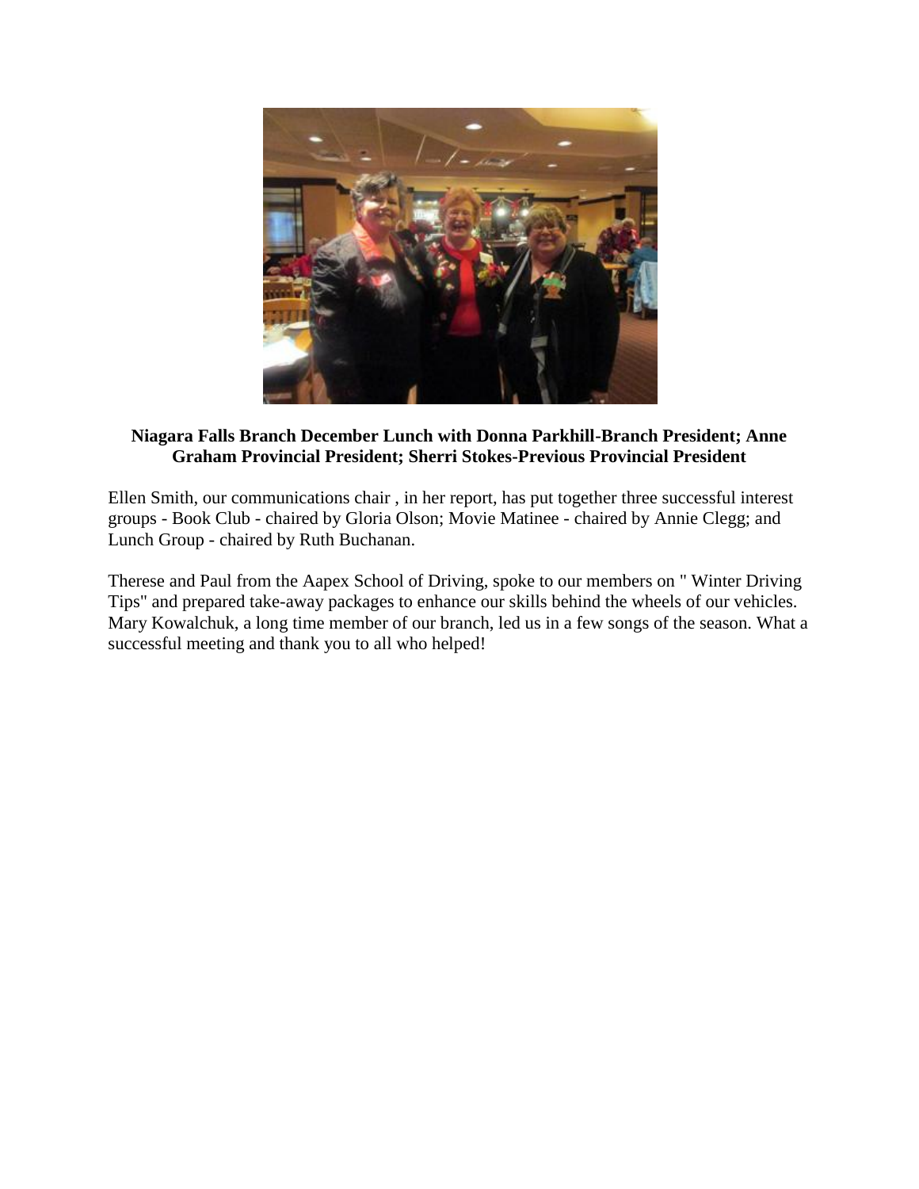**Niagara Falls Branch December Lunch with Donna Parkhill-Branch President; Anne Graham Provincial President; Sherri Stokes-Previous Provincial President**

Ellen Smith, our communications chair , in her report, has put together three successful interest groups - Book Club - chaired by Gloria Olson; Movie Matinee - chaired by Annie Clegg; and Lunch Group - chaired by Ruth Buchanan.

Therese and Paul from the Aapex School of Driving, spoke to our members on " Winter Driving Tips" and prepared take-away packages to enhance our skills behind the wheels of our vehicles. Mary Kowalchuk, a long time member of our branch, led us in a few songs of the season. What a successful meeting and thank you to all who helped!